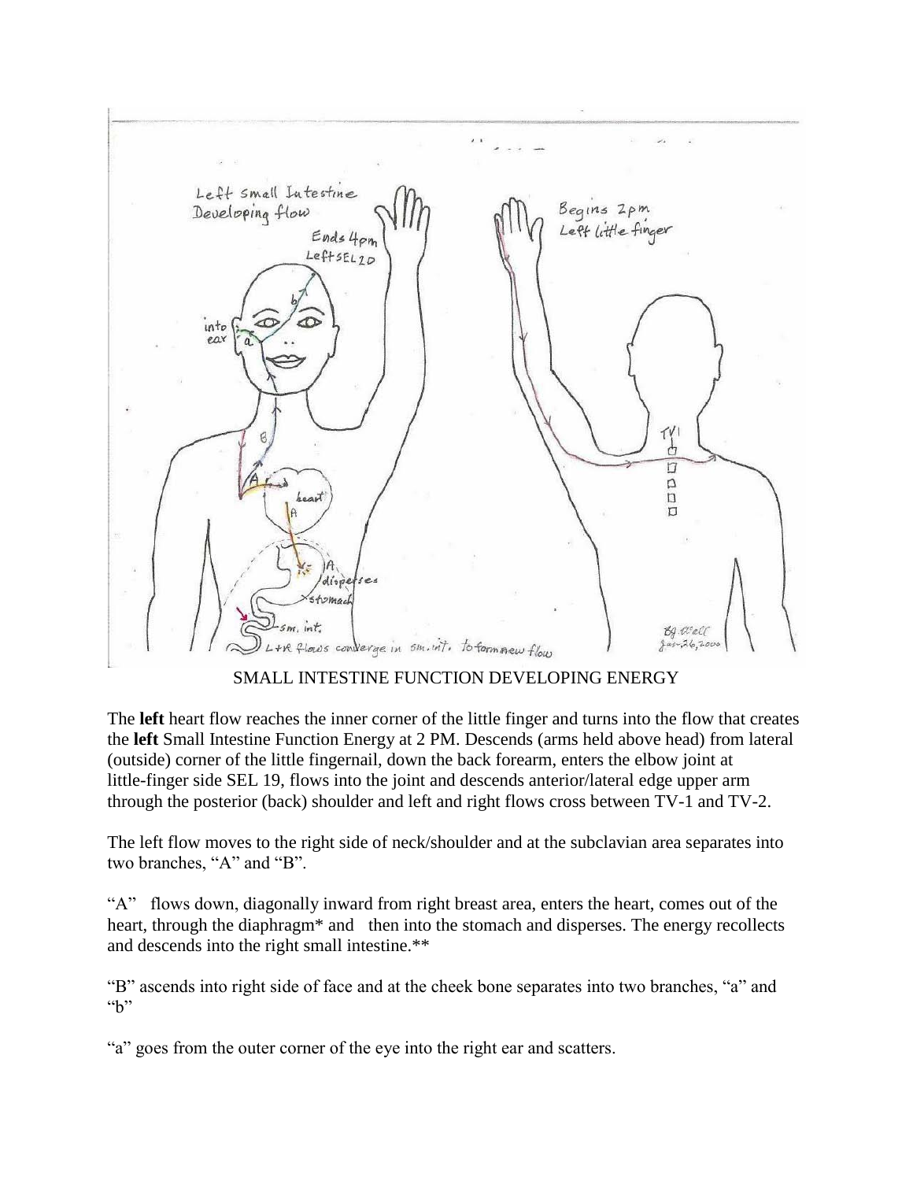SMALL INTESTINE FUNCTION DEVELOPING ENERGY

The **left** heart flow reaches the inner corner of the little finger and turns into the flow that creates the **left** Small Intestine Function Energy at 2 PM. Descends (arms held above head) from lateral (outside) corner of the little fingernail, down the back forearm, enters the elbow joint at little-finger side SEL 19, flows into the joint and descends anterior/lateral edge upper arm through the posterior (back) shoulder and left and right flows cross between TV-1 and TV-2.

The left flow moves to the right side of neck/shoulder and at the subclavian area separates into two branches, "A" and "B".

"A" flows down, diagonally inward from right breast area, enters the heart, comes out of the heart, through the diaphragm* and then into the stomach and disperses. The energy recollects and descends into the right small intestine.**

"B" ascends into right side of face and at the cheek bone separates into two branches, "a" and "b"

"a" goes from the outer corner of the eye into the right ear and scatters.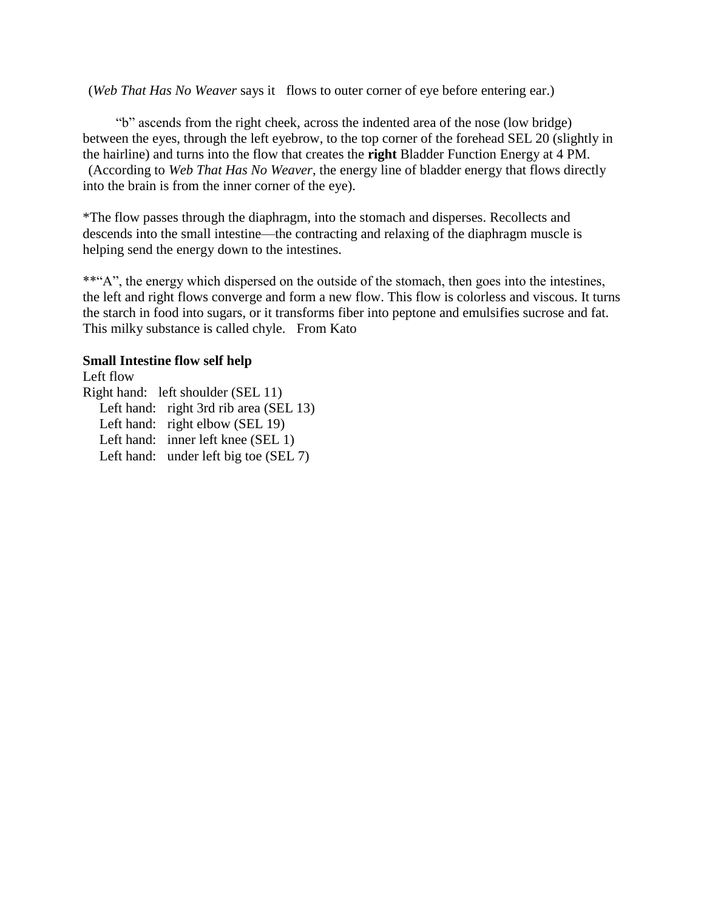(*Web That Has No Weaver* says it flows to outer corner of eye before entering ear.)

"b" ascends from the right cheek, across the indented area of the nose (low bridge) between the eyes, through the left eyebrow, to the top corner of the forehead SEL 20 (slightly in the hairline) and turns into the flow that creates the **right** Bladder Function Energy at 4 PM. (According to *Web That Has No Weaver*, the energy line of bladder energy that flows directly into the brain is from the inner corner of the eye).

*The flow passes through the diaphragm, into the stomach and disperses. Recollects and descends into the small intestine—the contracting and relaxing of the diaphragm muscle is helping send the energy down to the intestines.

**"A", the energy which dispersed on the outside of the stomach, then goes into the intestines, the left and right flows converge and form a new flow. This flow is colorless and viscous. It turns the starch in food into sugars, or it transforms fiber into peptone and emulsifies sucrose and fat. This milky substance is called chyle. From Kato

**Small Intestine flow self help**

Left flow

Right hand: left shoulder (SEL 11)
Left hand: right 3rd rib area (SEL 13)
Left hand: right elbow (SEL 19)
Left hand: inner left knee (SEL 1)
Left hand: under left big toe (SEL 7)